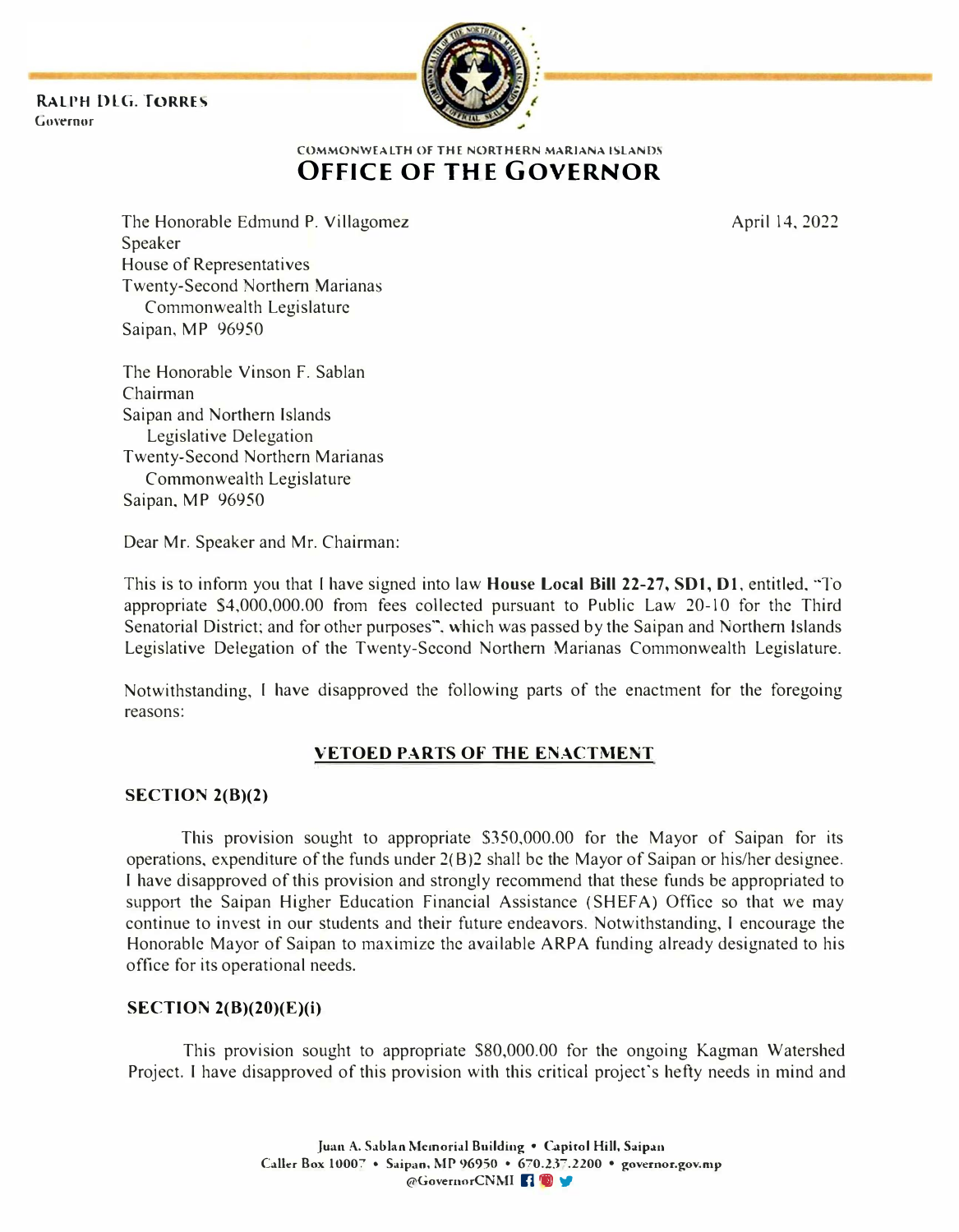**RALPH DLG. TORRES**
Governor

COMMONWEALTH OF THE NORTHERN MARIANA ISLANDS
# OFFICE OF THE GOVERNOR

April 14, 2022

The Honorable Edmund P. Villagomez
Speaker
House of Representatives
Twenty-Second Northern Marianas
Commonwealth Legislature
Saipan, MP 96950

The Honorable Vinson F. Sablan
Chairman
Saipan and Northern Islands
Legislative Delegation
Twenty-Second Northern Marianas
Commonwealth Legislature
Saipan, MP 96950

Dear Mr. Speaker and Mr. Chairman:

This is to inform you that I have signed into law **House Local Bill 22-27, SD1, D1**, entitled, "To appropriate $4,000,000.00 from fees collected pursuant to Public Law 20-10 for the Third Senatorial District; and for other purposes", which was passed by the Saipan and Northern Islands Legislative Delegation of the Twenty-Second Northern Marianas Commonwealth Legislature.

Notwithstanding, I have disapproved the following parts of the enactment for the foregoing reasons:

## VETOED PARTS OF THE ENACTMENT

### SECTION 2(B)(2)

This provision sought to appropriate $350,000.00 for the Mayor of Saipan for its operations, expenditure of the funds under 2(B)2 shall be the Mayor of Saipan or his/her designee. I have disapproved of this provision and strongly recommend that these funds be appropriated to support the Saipan Higher Education Financial Assistance (SHEFA) Office so that we may continue to invest in our students and their future endeavors. Notwithstanding, I encourage the Honorable Mayor of Saipan to maximize the available ARPA funding already designated to his office for its operational needs.

### SECTION 2(B)(20)(E)(i)

This provision sought to appropriate $80,000.00 for the ongoing Kagman Watershed Project. I have disapproved of this provision with this critical project's hefty needs in mind and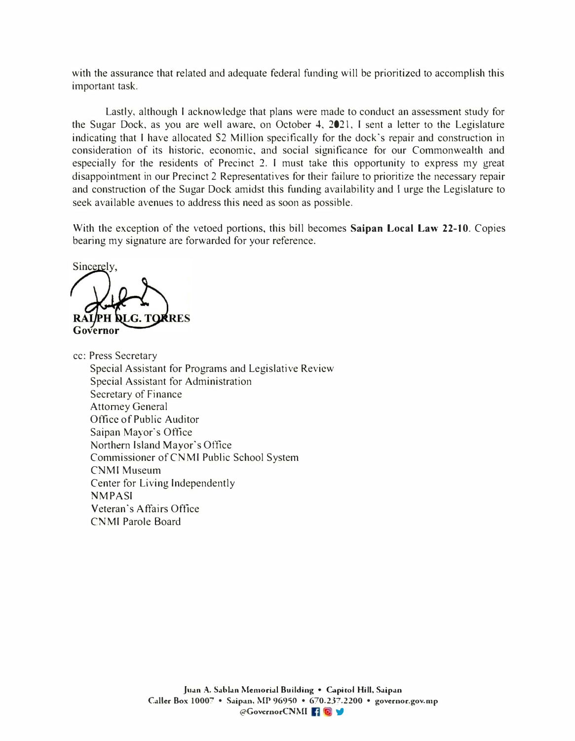with the assurance that related and adequate federal funding will be prioritized to accomplish this important task.

Lastly, although I acknowledge that plans were made to conduct an assessment study for the Sugar Dock, as you are well aware, on October 4, 2021, I sent a letter to the Legislature indicating that I have allocated $2 Million specifically for the dock's repair and construction in consideration of its historic, economic, and social significance for our Commonwealth and especially for the residents of Precinct 2. I must take this opportunity to express my great disappointment in our Precinct 2 Representatives for their failure to prioritize the necessary repair and construction of the Sugar Dock amidst this funding availability and I urge the Legislature to seek available avenues to address this need as soon as possible.

With the exception of the vetoed portions, this bill becomes **Saipan Local Law 22-10**. Copies bearing my signature are forwarded for your reference.

Sincerely,

**RALPH DLG. TORRES**
**Governor**

cc: Press Secretary
Special Assistant for Programs and Legislative Review
Special Assistant for Administration
Secretary of Finance
Attorney General
Office of Public Auditor
Saipan Mayor's Office
Northern Island Mayor's Office
Commissioner of CNMI Public School System
CNMI Museum
Center for Living Independently
NMPASI
Veteran's Affairs Office
CNMI Parole Board

Juan A. Sablan Memorial Building • Capitol Hill, Saipan
Caller Box 10007 • Saipan, MP 96950 • 670.237.2200 • governor.gov.mp
@GovernorCNMI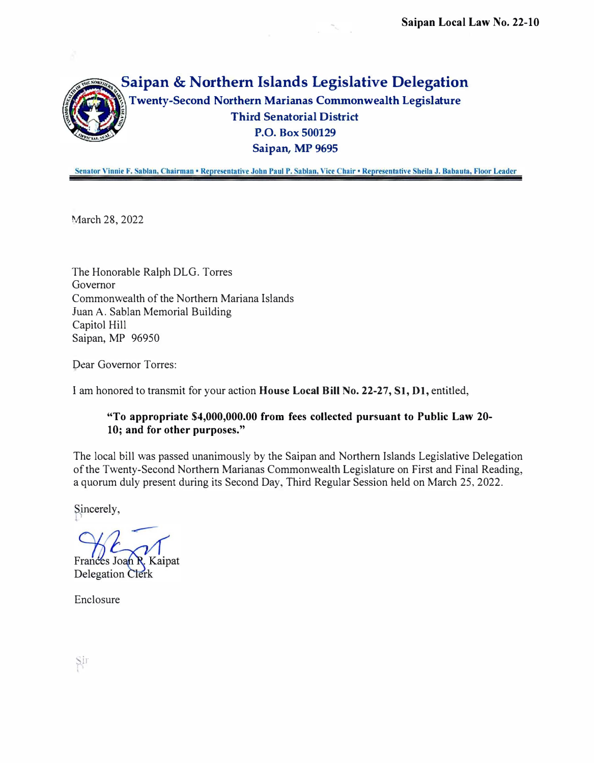Saipan Local Law No. 22-10

# Saipan & Northern Islands Legislative Delegation

**Twenty-Second Northern Marianas Commonwealth Legislature**
**Third Senatorial District**
**P.O. Box 500129**
**Saipan, MP 9695**

Senator Vinnie F. Sablan, Chairman • Representative John Paul P. Sablan, Vice Chair • Representative Sheila J. Babauta, Floor Leader

March 28, 2022

The Honorable Ralph DLG. Torres
Governor
Commonwealth of the Northern Mariana Islands
Juan A. Sablan Memorial Building
Capitol Hill
Saipan, MP 96950

Dear Governor Torres:

I am honored to transmit for your action **House Local Bill No. 22-27, S1, D1,** entitled,

> **"To appropriate $4,000,000.00 from fees collected pursuant to Public Law 20-10; and for other purposes."**

The local bill was passed unanimously by the Saipan and Northern Islands Legislative Delegation of the Twenty-Second Northern Marianas Commonwealth Legislature on First and Final Reading, a quorum duly present during its Second Day, Third Regular Session held on March 25, 2022.

Sincerely,

Frances Joan R. Kaipat
Delegation Clerk

Enclosure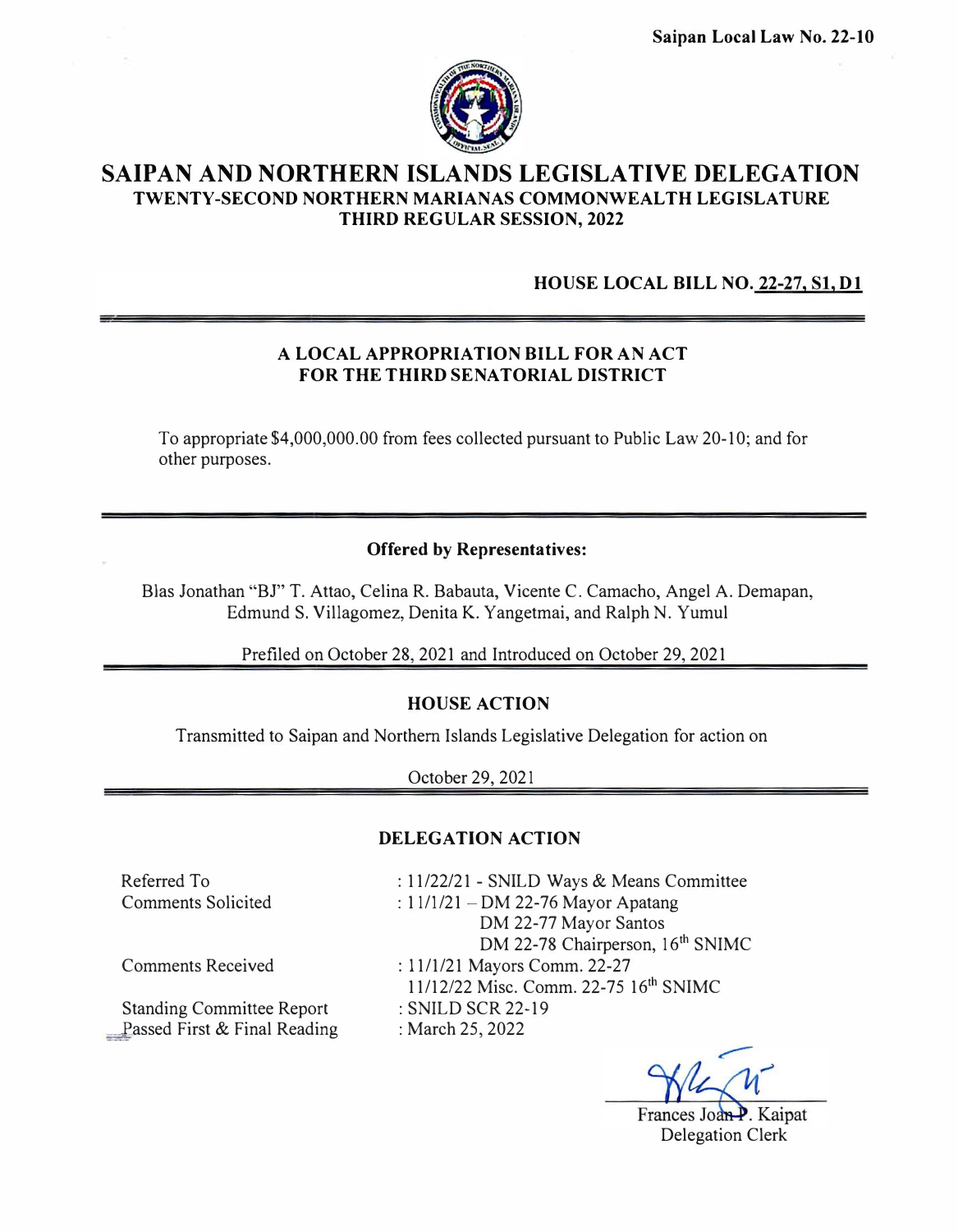**Saipan Local Law No. 22-10**

# SAIPAN AND NORTHERN ISLANDS LEGISLATIVE DELEGATION

## TWENTY-SECOND NORTHERN MARIANAS COMMONWEALTH LEGISLATURE
## THIRD REGULAR SESSION, 2022

**HOUSE LOCAL BILL NO. 22-27, S1, D1**

---

**A LOCAL APPROPRIATION BILL FOR AN ACT**
**FOR THE THIRD SENATORIAL DISTRICT**

To appropriate $4,000,000.00 from fees collected pursuant to Public Law 20-10; and for other purposes.

---

**Offered by Representatives:**

Blas Jonathan "BJ" T. Attao, Celina R. Babauta, Vicente C. Camacho, Angel A. Demapan, Edmund S. Villagomez, Denita K. Yangetmai, and Ralph N. Yumul

Prefiled on October 28, 2021 and Introduced on October 29, 2021

---

**HOUSE ACTION**

Transmitted to Saipan and Northern Islands Legislative Delegation for action on

October 29, 2021

---

**DELEGATION ACTION**

Referred To : 11/22/21 - SNILD Ways & Means Committee
Comments Solicited : 11/1/21 – DM 22-76 Mayor Apatang
DM 22-77 Mayor Santos
DM 22-78 Chairperson, 16th SNIMC
Comments Received : 11/1/21 Mayors Comm. 22-27
11/12/22 Misc. Comm. 22-75 16th SNIMC
Standing Committee Report : SNILD SCR 22-19
Passed First & Final Reading : March 25, 2022

Frances Joan P. Kaipat
Delegation Clerk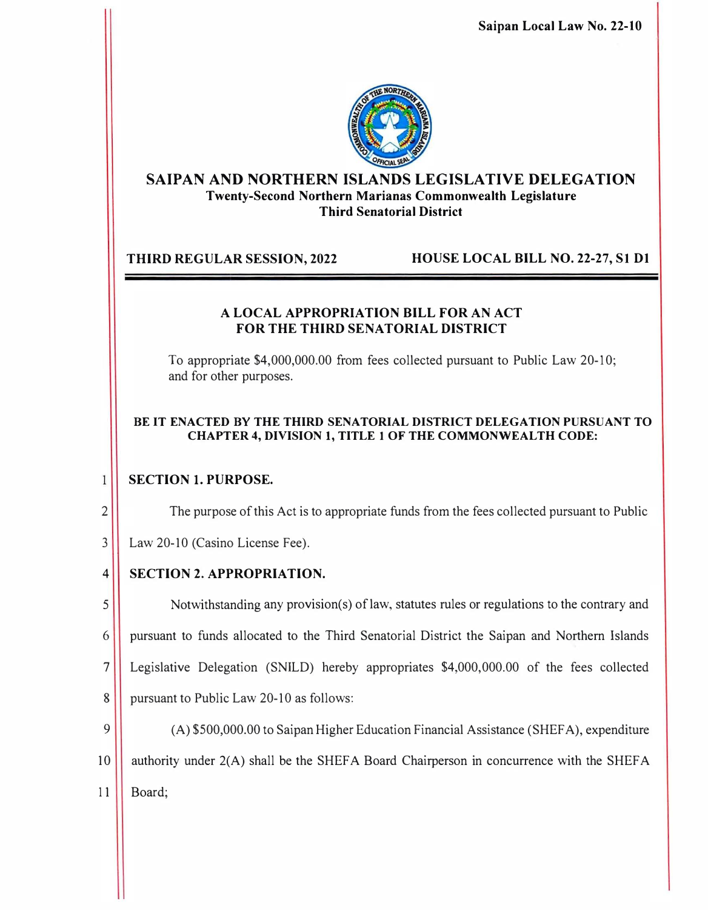Saipan Local Law No. 22-10

# SAIPAN AND NORTHERN ISLANDS LEGISLATIVE DELEGATION

**Twenty-Second Northern Marianas Commonwealth Legislature**
**Third Senatorial District**

**THIRD REGULAR SESSION, 2022** | **HOUSE LOCAL BILL NO. 22-27, S1 D1**

---

## A LOCAL APPROPRIATION BILL FOR AN ACT FOR THE THIRD SENATORIAL DISTRICT

To appropriate $4,000,000.00 from fees collected pursuant to Public Law 20-10; and for other purposes.

**BE IT ENACTED BY THE THIRD SENATORIAL DISTRICT DELEGATION PURSUANT TO CHAPTER 4, DIVISION 1, TITLE 1 OF THE COMMONWEALTH CODE:**

**SECTION 1. PURPOSE.**

The purpose of this Act is to appropriate funds from the fees collected pursuant to Public Law 20-10 (Casino License Fee).

**SECTION 2. APPROPRIATION.**

Notwithstanding any provision(s) of law, statutes rules or regulations to the contrary and pursuant to funds allocated to the Third Senatorial District the Saipan and Northern Islands Legislative Delegation (SNILD) hereby appropriates $4,000,000.00 of the fees collected pursuant to Public Law 20-10 as follows:

(A) $500,000.00 to Saipan Higher Education Financial Assistance (SHEFA), expenditure authority under 2(A) shall be the SHEFA Board Chairperson in concurrence with the SHEFA Board;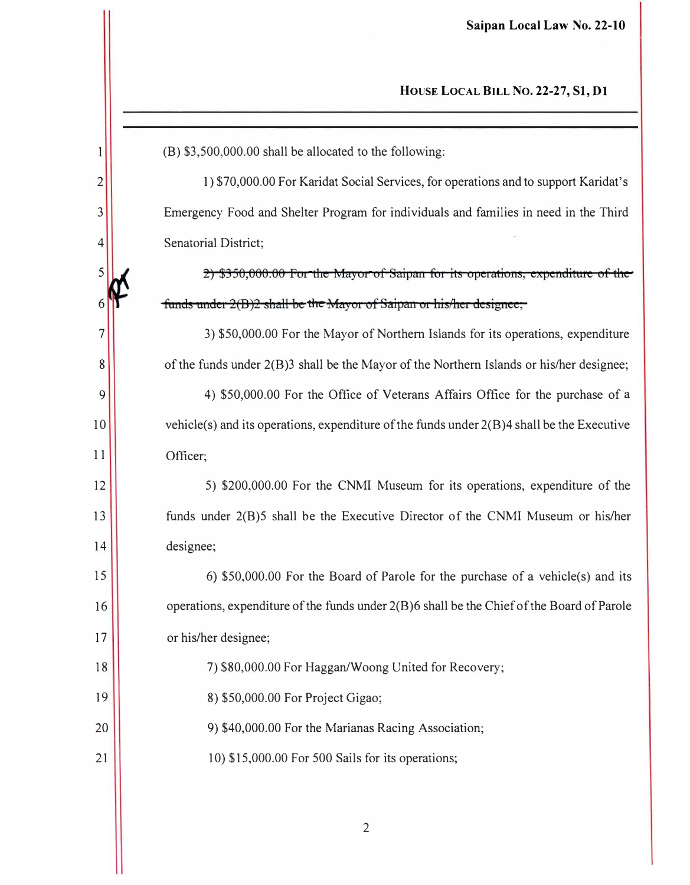(B) $3,500,000.00 shall be allocated to the following:

1) $70,000.00 For Karidat Social Services, for operations and to support Karidat's Emergency Food and Shelter Program for individuals and families in need in the Third Senatorial District;

~~2) $350,000.00 For the Mayor of Saipan for its operations, expenditure of the funds under 2(B)2 shall be the Mayor of Saipan or his/her designee;~~

3) $50,000.00 For the Mayor of Northern Islands for its operations, expenditure of the funds under 2(B)3 shall be the Mayor of the Northern Islands or his/her designee;

4) $50,000.00 For the Office of Veterans Affairs Office for the purchase of a vehicle(s) and its operations, expenditure of the funds under 2(B)4 shall be the Executive Officer;

5) $200,000.00 For the CNMI Museum for its operations, expenditure of the funds under 2(B)5 shall be the Executive Director of the CNMI Museum or his/her designee;

6) $50,000.00 For the Board of Parole for the purchase of a vehicle(s) and its operations, expenditure of the funds under 2(B)6 shall be the Chief of the Board of Parole or his/her designee;

7) $80,000.00 For Haggan/Woong United for Recovery;

8) $50,000.00 For Project Gigao;

9) $40,000.00 For the Marianas Racing Association;

10) $15,000.00 For 500 Sails for its operations;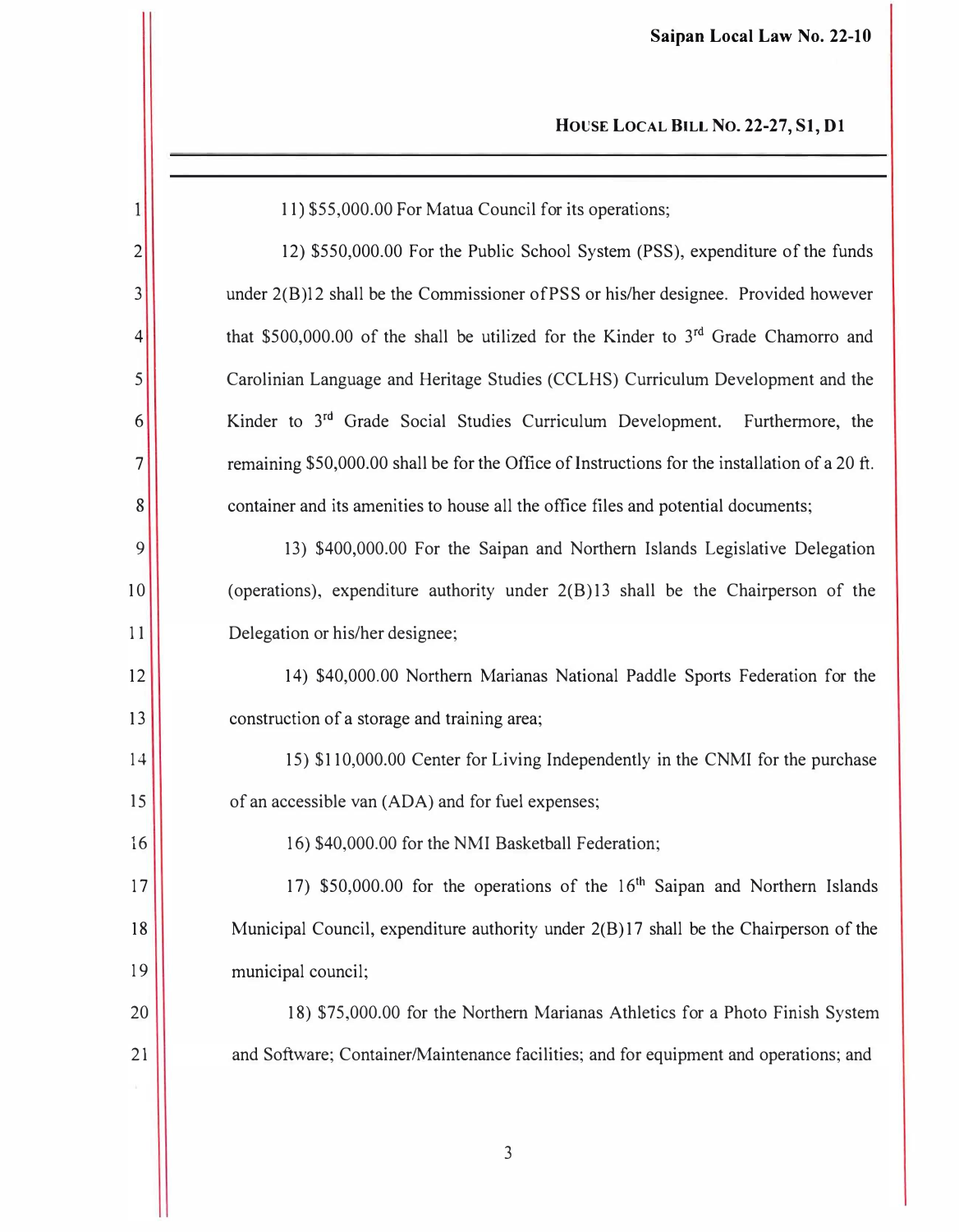11) $55,000.00 For Matua Council for its operations;

12) $550,000.00 For the Public School System (PSS), expenditure of the funds under 2(B)12 shall be the Commissioner of PSS or his/her designee. Provided however that $500,000.00 of the shall be utilized for the Kinder to 3rd Grade Chamorro and Carolinian Language and Heritage Studies (CCLHS) Curriculum Development and the Kinder to 3rd Grade Social Studies Curriculum Development. Furthermore, the remaining $50,000.00 shall be for the Office of Instructions for the installation of a 20 ft. container and its amenities to house all the office files and potential documents;

13) $400,000.00 For the Saipan and Northern Islands Legislative Delegation (operations), expenditure authority under 2(B)13 shall be the Chairperson of the Delegation or his/her designee;

14) $40,000.00 Northern Marianas National Paddle Sports Federation for the construction of a storage and training area;

15) $110,000.00 Center for Living Independently in the CNMI for the purchase of an accessible van (ADA) and for fuel expenses;

16) $40,000.00 for the NMI Basketball Federation;

17) $50,000.00 for the operations of the 16th Saipan and Northern Islands Municipal Council, expenditure authority under 2(B)17 shall be the Chairperson of the municipal council;

18) $75,000.00 for the Northern Marianas Athletics for a Photo Finish System and Software; Container/Maintenance facilities; and for equipment and operations; and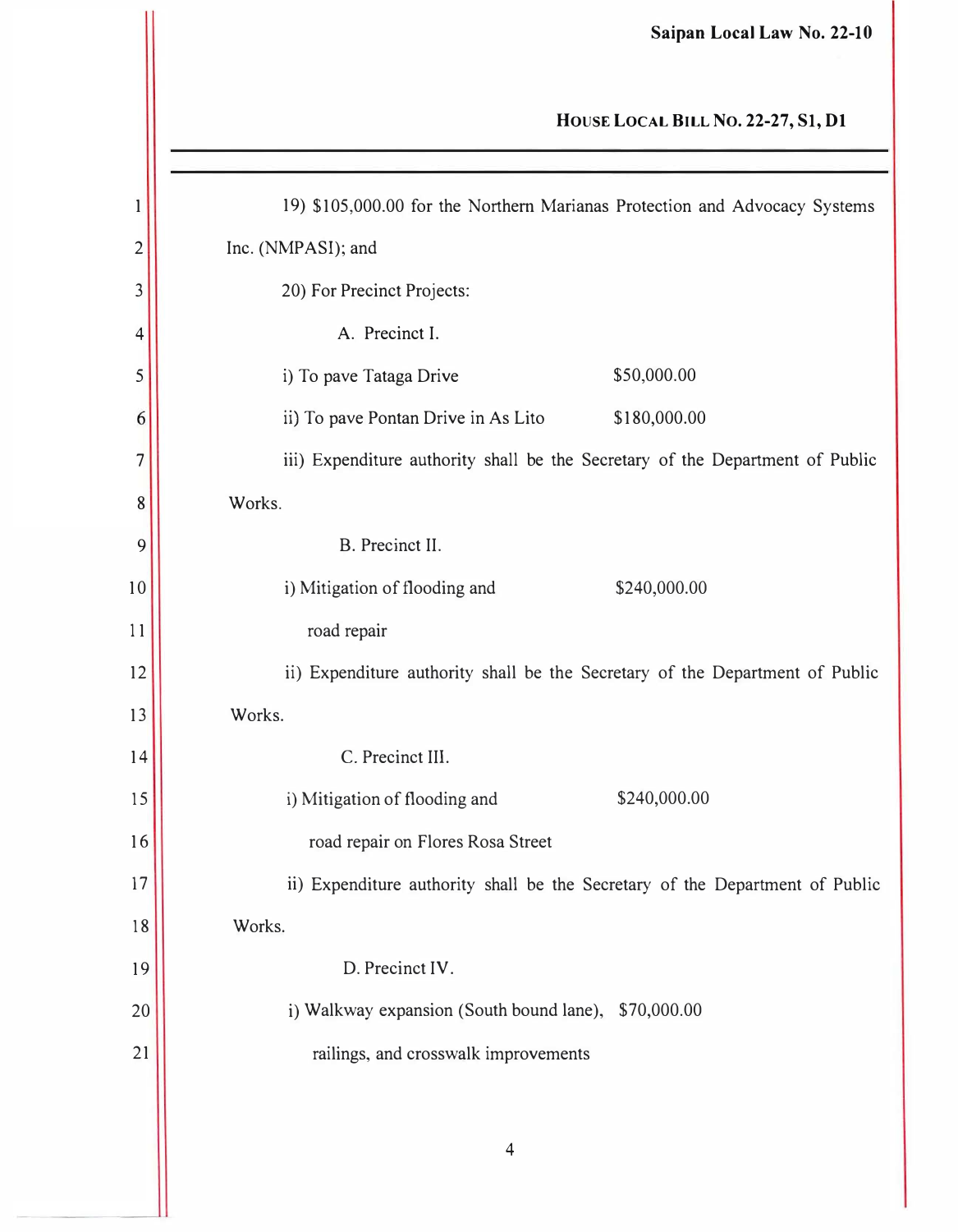19) $105,000.00 for the Northern Marianas Protection and Advocacy Systems Inc. (NMPASI); and

20) For Precinct Projects:

A. Precinct I.

i) To pave Tataga Drive $50,000.00

ii) To pave Pontan Drive in As Lito $180,000.00

iii) Expenditure authority shall be the Secretary of the Department of Public Works.

B. Precinct II.

i) Mitigation of flooding and road repair $240,000.00

ii) Expenditure authority shall be the Secretary of the Department of Public Works.

C. Precinct III.

i) Mitigation of flooding and road repair on Flores Rosa Street $240,000.00

ii) Expenditure authority shall be the Secretary of the Department of Public Works.

D. Precinct IV.

i) Walkway expansion (South bound lane), railings, and crosswalk improvements $70,000.00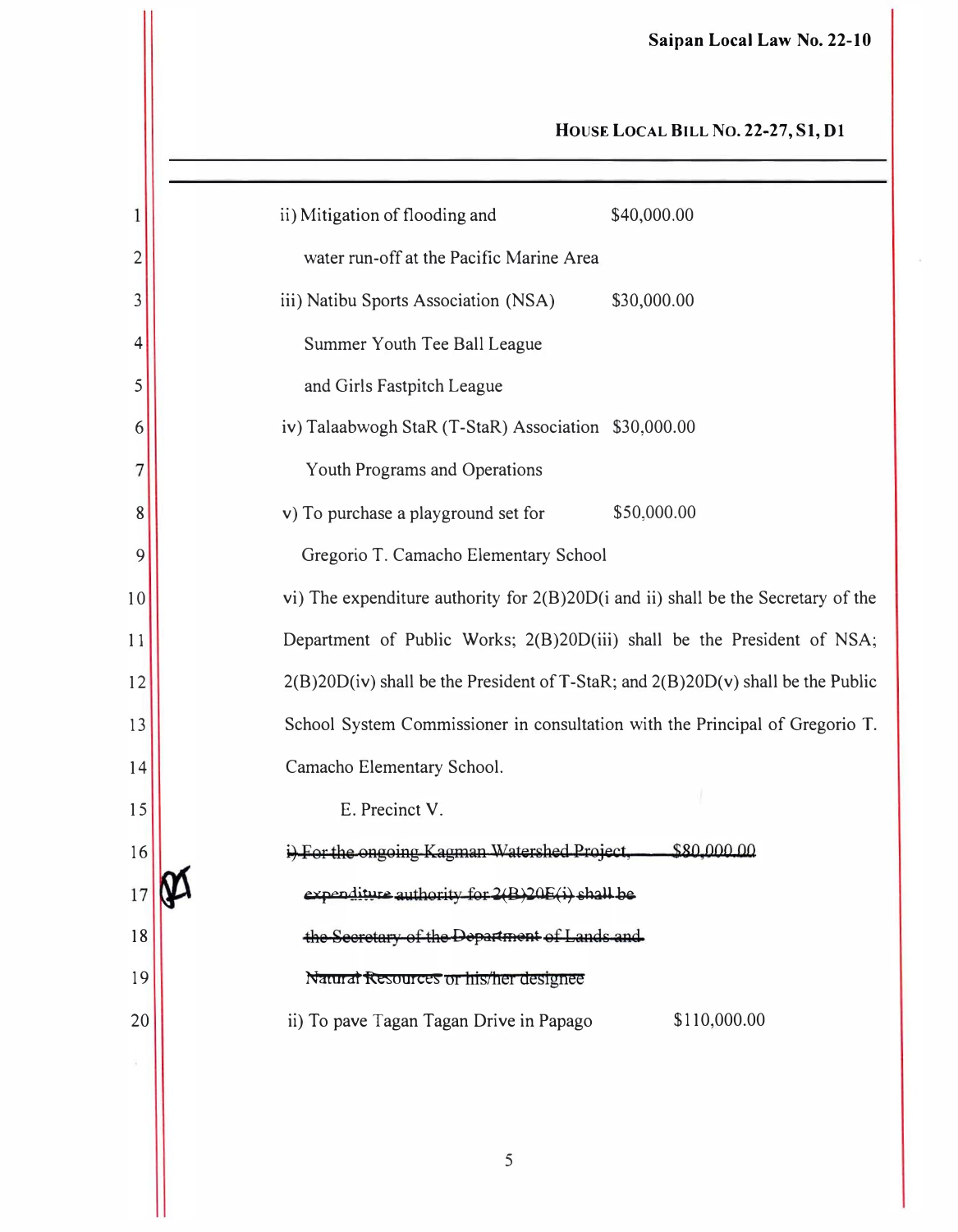ii) Mitigation of flooding and water run-off at the Pacific Marine Area — $40,000.00

iii) Natibu Sports Association (NSA) Summer Youth Tee Ball League and Girls Fastpitch League — $30,000.00

iv) Talaabwogh StaR (T-StaR) Association Youth Programs and Operations — $30,000.00

v) To purchase a playground set for Gregorio T. Camacho Elementary School — $50,000.00

vi) The expenditure authority for 2(B)20D(i and ii) shall be the Secretary of the Department of Public Works; 2(B)20D(iii) shall be the President of NSA; 2(B)20D(iv) shall be the President of T-StaR; and 2(B)20D(v) shall be the Public School System Commissioner in consultation with the Principal of Gregorio T. Camacho Elementary School.

E. Precinct V.

~~i) For the ongoing Kagman Watershed Project, expenditure authority for 2(B)20E(i) shall be the Secretary of the Department of Lands and Natural Resources or his/her designee — $80,000.00~~

ii) To pave Tagan Tagan Drive in Papago — $110,000.00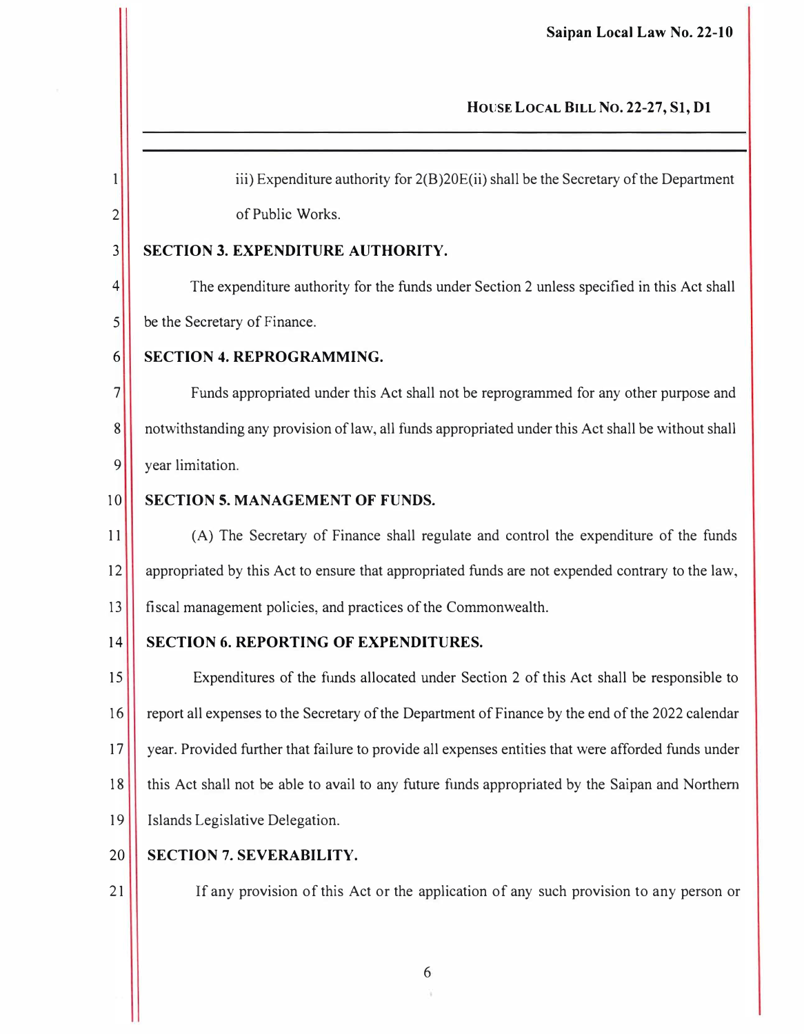iii) Expenditure authority for 2(B)20E(ii) shall be the Secretary of the Department of Public Works.

**SECTION 3. EXPENDITURE AUTHORITY.**

The expenditure authority for the funds under Section 2 unless specified in this Act shall be the Secretary of Finance.

**SECTION 4. REPROGRAMMING.**

Funds appropriated under this Act shall not be reprogrammed for any other purpose and notwithstanding any provision of law, all funds appropriated under this Act shall be without shall year limitation.

**SECTION 5. MANAGEMENT OF FUNDS.**

(A) The Secretary of Finance shall regulate and control the expenditure of the funds appropriated by this Act to ensure that appropriated funds are not expended contrary to the law, fiscal management policies, and practices of the Commonwealth.

**SECTION 6. REPORTING OF EXPENDITURES.**

Expenditures of the funds allocated under Section 2 of this Act shall be responsible to report all expenses to the Secretary of the Department of Finance by the end of the 2022 calendar year. Provided further that failure to provide all expenses entities that were afforded funds under this Act shall not be able to avail to any future funds appropriated by the Saipan and Northern Islands Legislative Delegation.

**SECTION 7. SEVERABILITY.**

If any provision of this Act or the application of any such provision to any person or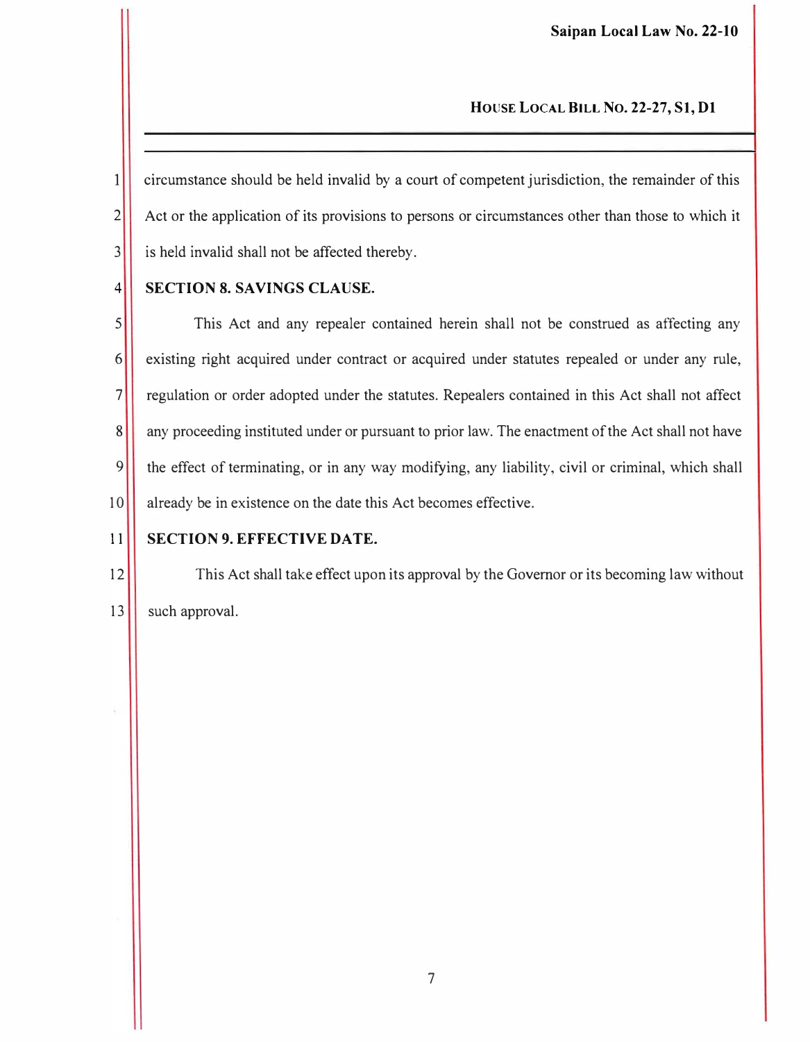circumstance should be held invalid by a court of competent jurisdiction, the remainder of this Act or the application of its provisions to persons or circumstances other than those to which it is held invalid shall not be affected thereby.

**SECTION 8. SAVINGS CLAUSE.**

This Act and any repealer contained herein shall not be construed as affecting any existing right acquired under contract or acquired under statutes repealed or under any rule, regulation or order adopted under the statutes. Repealers contained in this Act shall not affect any proceeding instituted under or pursuant to prior law. The enactment of the Act shall not have the effect of terminating, or in any way modifying, any liability, civil or criminal, which shall already be in existence on the date this Act becomes effective.

**SECTION 9. EFFECTIVE DATE.**

This Act shall take effect upon its approval by the Governor or its becoming law without such approval.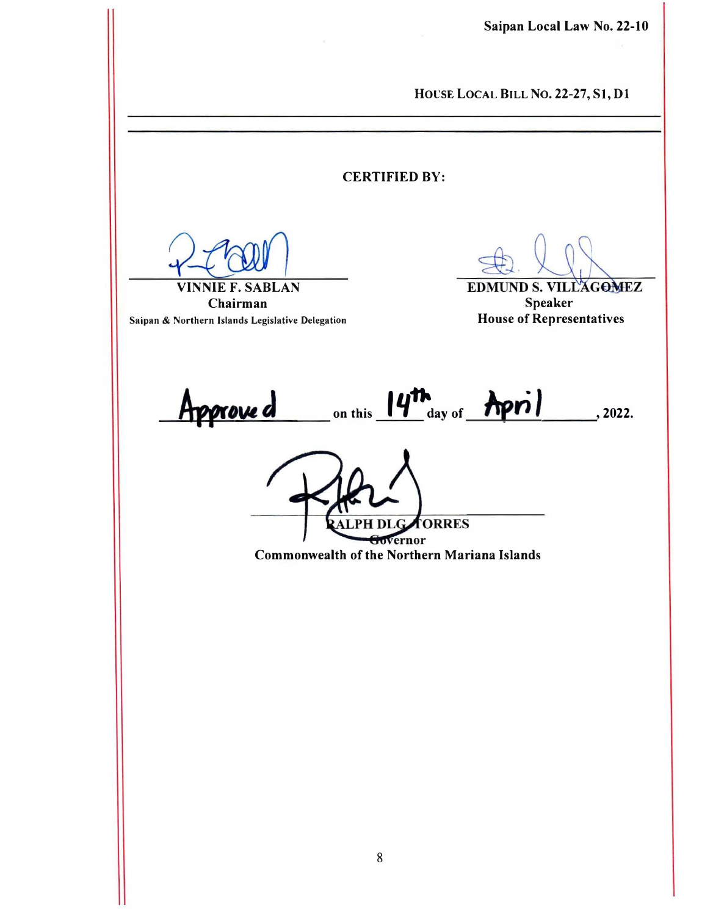Saipan Local Law No. 22-10

HOUSE LOCAL BILL NO. 22-27, S1, D1

**CERTIFIED BY:**

**VINNIE F. SABLAN**
**Chairman**
**Saipan & Northern Islands Legislative Delegation**

**EDMUND S. VILLAGOMEZ**
**Speaker**
**House of Representatives**

**Approved on this 14th day of April, 2022.**

**RALPH DLG TORRES**
**Governor**
**Commonwealth of the Northern Mariana Islands**